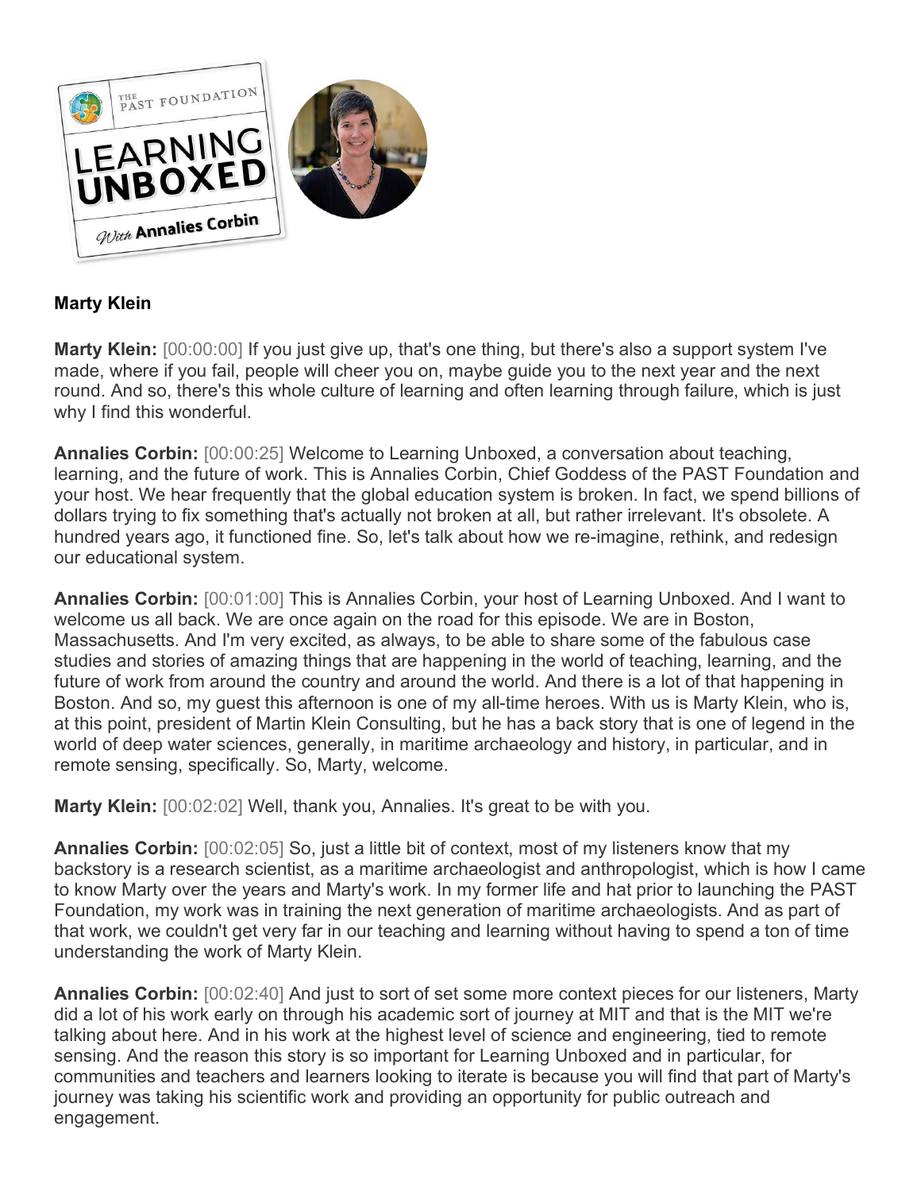**Marty Klein**

**Marty Klein:** [00:00:00] If you just give up, that's one thing, but there's also a support system I've made, where if you fail, people will cheer you on, maybe guide you to the next year and the next round. And so, there's this whole culture of learning and often learning through failure, which is just why I find this wonderful.

**Annalies Corbin:** [00:00:25] Welcome to Learning Unboxed, a conversation about teaching, learning, and the future of work. This is Annalies Corbin, Chief Goddess of the PAST Foundation and your host. We hear frequently that the global education system is broken. In fact, we spend billions of dollars trying to fix something that's actually not broken at all, but rather irrelevant. It's obsolete. A hundred years ago, it functioned fine. So, let's talk about how we re-imagine, rethink, and redesign our educational system.

**Annalies Corbin:** [00:01:00] This is Annalies Corbin, your host of Learning Unboxed. And I want to welcome us all back. We are once again on the road for this episode. We are in Boston, Massachusetts. And I'm very excited, as always, to be able to share some of the fabulous case studies and stories of amazing things that are happening in the world of teaching, learning, and the future of work from around the country and around the world. And there is a lot of that happening in Boston. And so, my guest this afternoon is one of my all-time heroes. With us is Marty Klein, who is, at this point, president of Martin Klein Consulting, but he has a back story that is one of legend in the world of deep water sciences, generally, in maritime archaeology and history, in particular, and in remote sensing, specifically. So, Marty, welcome.

**Marty Klein:** [00:02:02] Well, thank you, Annalies. It's great to be with you.

**Annalies Corbin:** [00:02:05] So, just a little bit of context, most of my listeners know that my backstory is a research scientist, as a maritime archaeologist and anthropologist, which is how I came to know Marty over the years and Marty's work. In my former life and hat prior to launching the PAST Foundation, my work was in training the next generation of maritime archaeologists. And as part of that work, we couldn't get very far in our teaching and learning without having to spend a ton of time understanding the work of Marty Klein.

**Annalies Corbin:** [00:02:40] And just to sort of set some more context pieces for our listeners, Marty did a lot of his work early on through his academic sort of journey at MIT and that is the MIT we're talking about here. And in his work at the highest level of science and engineering, tied to remote sensing. And the reason this story is so important for Learning Unboxed and in particular, for communities and teachers and learners looking to iterate is because you will find that part of Marty's journey was taking his scientific work and providing an opportunity for public outreach and engagement.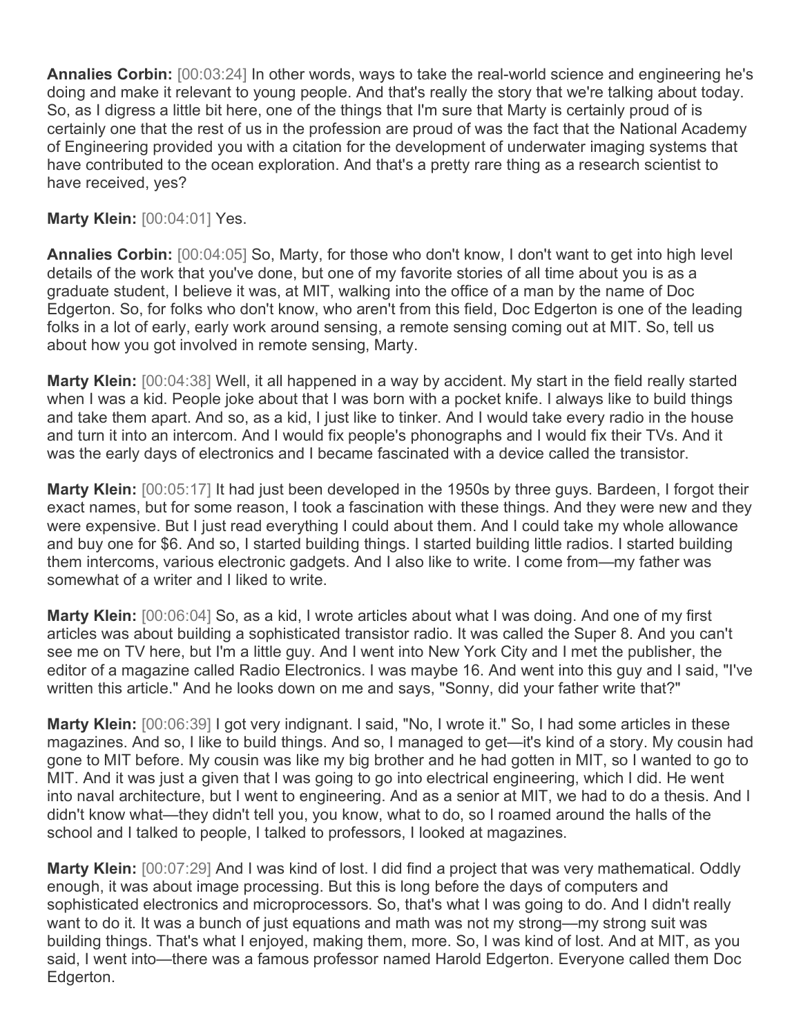**Annalies Corbin:** [00:03:24] In other words, ways to take the real-world science and engineering he's doing and make it relevant to young people. And that's really the story that we're talking about today. So, as I digress a little bit here, one of the things that I'm sure that Marty is certainly proud of is certainly one that the rest of us in the profession are proud of was the fact that the National Academy of Engineering provided you with a citation for the development of underwater imaging systems that have contributed to the ocean exploration. And that's a pretty rare thing as a research scientist to have received, yes?

**Marty Klein:** [00:04:01] Yes.

**Annalies Corbin:** [00:04:05] So, Marty, for those who don't know, I don't want to get into high level details of the work that you've done, but one of my favorite stories of all time about you is as a graduate student, I believe it was, at MIT, walking into the office of a man by the name of Doc Edgerton. So, for folks who don't know, who aren't from this field, Doc Edgerton is one of the leading folks in a lot of early, early work around sensing, a remote sensing coming out at MIT. So, tell us about how you got involved in remote sensing, Marty.

**Marty Klein:** [00:04:38] Well, it all happened in a way by accident. My start in the field really started when I was a kid. People joke about that I was born with a pocket knife. I always like to build things and take them apart. And so, as a kid, I just like to tinker. And I would take every radio in the house and turn it into an intercom. And I would fix people's phonographs and I would fix their TVs. And it was the early days of electronics and I became fascinated with a device called the transistor.

**Marty Klein:** [00:05:17] It had just been developed in the 1950s by three guys. Bardeen, I forgot their exact names, but for some reason, I took a fascination with these things. And they were new and they were expensive. But I just read everything I could about them. And I could take my whole allowance and buy one for $6. And so, I started building things. I started building little radios. I started building them intercoms, various electronic gadgets. And I also like to write. I come from—my father was somewhat of a writer and I liked to write.

**Marty Klein:** [00:06:04] So, as a kid, I wrote articles about what I was doing. And one of my first articles was about building a sophisticated transistor radio. It was called the Super 8. And you can't see me on TV here, but I'm a little guy. And I went into New York City and I met the publisher, the editor of a magazine called Radio Electronics. I was maybe 16. And went into this guy and I said, "I've written this article." And he looks down on me and says, "Sonny, did your father write that?"

**Marty Klein:** [00:06:39] I got very indignant. I said, "No, I wrote it." So, I had some articles in these magazines. And so, I like to build things. And so, I managed to get—it's kind of a story. My cousin had gone to MIT before. My cousin was like my big brother and he had gotten in MIT, so I wanted to go to MIT. And it was just a given that I was going to go into electrical engineering, which I did. He went into naval architecture, but I went to engineering. And as a senior at MIT, we had to do a thesis. And I didn't know what—they didn't tell you, you know, what to do, so I roamed around the halls of the school and I talked to people, I talked to professors, I looked at magazines.

**Marty Klein:** [00:07:29] And I was kind of lost. I did find a project that was very mathematical. Oddly enough, it was about image processing. But this is long before the days of computers and sophisticated electronics and microprocessors. So, that's what I was going to do. And I didn't really want to do it. It was a bunch of just equations and math was not my strong—my strong suit was building things. That's what I enjoyed, making them, more. So, I was kind of lost. And at MIT, as you said, I went into—there was a famous professor named Harold Edgerton. Everyone called them Doc Edgerton.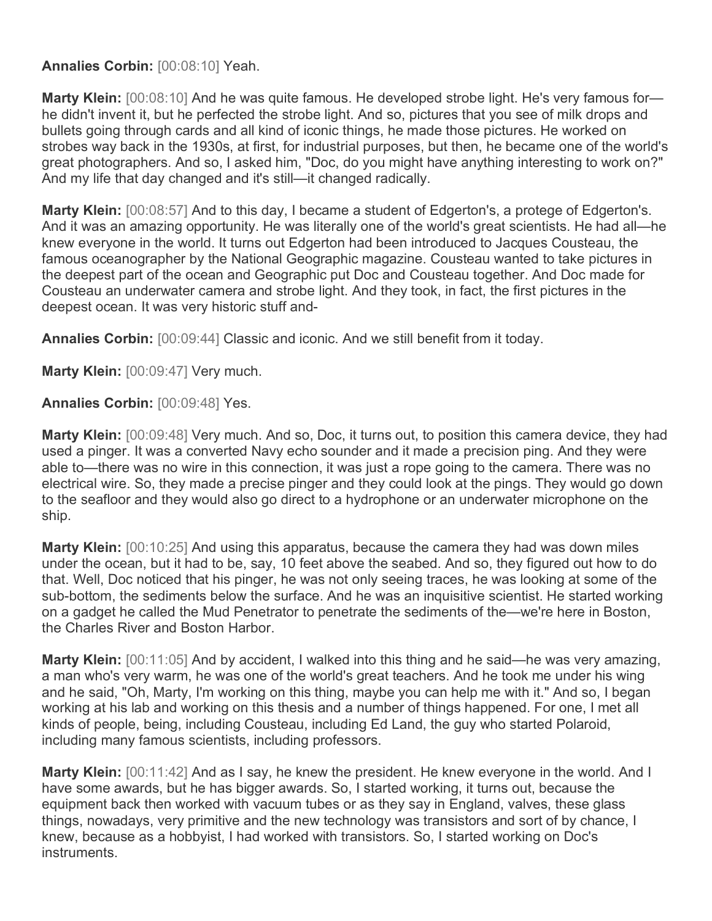**Annalies Corbin:** [00:08:10] Yeah.

**Marty Klein:** [00:08:10] And he was quite famous. He developed strobe light. He's very famous for—he didn't invent it, but he perfected the strobe light. And so, pictures that you see of milk drops and bullets going through cards and all kind of iconic things, he made those pictures. He worked on strobes way back in the 1930s, at first, for industrial purposes, but then, he became one of the world's great photographers. And so, I asked him, "Doc, do you might have anything interesting to work on?" And my life that day changed and it's still—it changed radically.

**Marty Klein:** [00:08:57] And to this day, I became a student of Edgerton's, a protege of Edgerton's. And it was an amazing opportunity. He was literally one of the world's great scientists. He had all—he knew everyone in the world. It turns out Edgerton had been introduced to Jacques Cousteau, the famous oceanographer by the National Geographic magazine. Cousteau wanted to take pictures in the deepest part of the ocean and Geographic put Doc and Cousteau together. And Doc made for Cousteau an underwater camera and strobe light. And they took, in fact, the first pictures in the deepest ocean. It was very historic stuff and-

**Annalies Corbin:** [00:09:44] Classic and iconic. And we still benefit from it today.

**Marty Klein:** [00:09:47] Very much.

**Annalies Corbin:** [00:09:48] Yes.

**Marty Klein:** [00:09:48] Very much. And so, Doc, it turns out, to position this camera device, they had used a pinger. It was a converted Navy echo sounder and it made a precision ping. And they were able to—there was no wire in this connection, it was just a rope going to the camera. There was no electrical wire. So, they made a precise pinger and they could look at the pings. They would go down to the seafloor and they would also go direct to a hydrophone or an underwater microphone on the ship.

**Marty Klein:** [00:10:25] And using this apparatus, because the camera they had was down miles under the ocean, but it had to be, say, 10 feet above the seabed. And so, they figured out how to do that. Well, Doc noticed that his pinger, he was not only seeing traces, he was looking at some of the sub-bottom, the sediments below the surface. And he was an inquisitive scientist. He started working on a gadget he called the Mud Penetrator to penetrate the sediments of the—we're here in Boston, the Charles River and Boston Harbor.

**Marty Klein:** [00:11:05] And by accident, I walked into this thing and he said—he was very amazing, a man who's very warm, he was one of the world's great teachers. And he took me under his wing and he said, "Oh, Marty, I'm working on this thing, maybe you can help me with it." And so, I began working at his lab and working on this thesis and a number of things happened. For one, I met all kinds of people, being, including Cousteau, including Ed Land, the guy who started Polaroid, including many famous scientists, including professors.

**Marty Klein:** [00:11:42] And as I say, he knew the president. He knew everyone in the world. And I have some awards, but he has bigger awards. So, I started working, it turns out, because the equipment back then worked with vacuum tubes or as they say in England, valves, these glass things, nowadays, very primitive and the new technology was transistors and sort of by chance, I knew, because as a hobbyist, I had worked with transistors. So, I started working on Doc's instruments.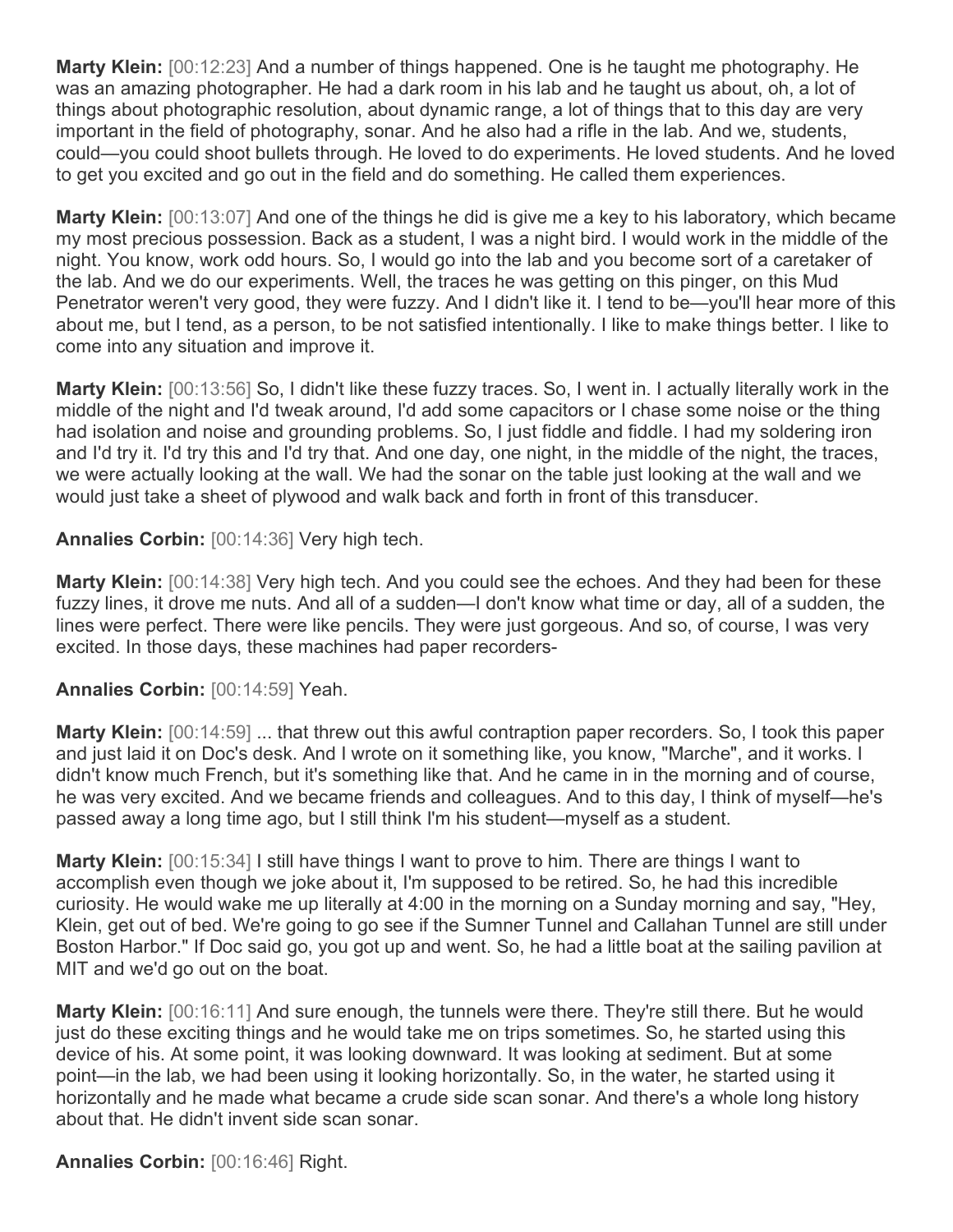**Marty Klein:** [00:12:23] And a number of things happened. One is he taught me photography. He was an amazing photographer. He had a dark room in his lab and he taught us about, oh, a lot of things about photographic resolution, about dynamic range, a lot of things that to this day are very important in the field of photography, sonar. And he also had a rifle in the lab. And we, students, could—you could shoot bullets through. He loved to do experiments. He loved students. And he loved to get you excited and go out in the field and do something. He called them experiences.

**Marty Klein:** [00:13:07] And one of the things he did is give me a key to his laboratory, which became my most precious possession. Back as a student, I was a night bird. I would work in the middle of the night. You know, work odd hours. So, I would go into the lab and you become sort of a caretaker of the lab. And we do our experiments. Well, the traces he was getting on this pinger, on this Mud Penetrator weren't very good, they were fuzzy. And I didn't like it. I tend to be—you'll hear more of this about me, but I tend, as a person, to be not satisfied intentionally. I like to make things better. I like to come into any situation and improve it.

**Marty Klein:** [00:13:56] So, I didn't like these fuzzy traces. So, I went in. I actually literally work in the middle of the night and I'd tweak around, I'd add some capacitors or I chase some noise or the thing had isolation and noise and grounding problems. So, I just fiddle and fiddle. I had my soldering iron and I'd try it. I'd try this and I'd try that. And one day, one night, in the middle of the night, the traces, we were actually looking at the wall. We had the sonar on the table just looking at the wall and we would just take a sheet of plywood and walk back and forth in front of this transducer.

**Annalies Corbin:** [00:14:36] Very high tech.

**Marty Klein:** [00:14:38] Very high tech. And you could see the echoes. And they had been for these fuzzy lines, it drove me nuts. And all of a sudden—I don't know what time or day, all of a sudden, the lines were perfect. There were like pencils. They were just gorgeous. And so, of course, I was very excited. In those days, these machines had paper recorders-

**Annalies Corbin:** [00:14:59] Yeah.

**Marty Klein:** [00:14:59] ... that threw out this awful contraption paper recorders. So, I took this paper and just laid it on Doc's desk. And I wrote on it something like, you know, "Marche", and it works. I didn't know much French, but it's something like that. And he came in in the morning and of course, he was very excited. And we became friends and colleagues. And to this day, I think of myself—he's passed away a long time ago, but I still think I'm his student—myself as a student.

**Marty Klein:** [00:15:34] I still have things I want to prove to him. There are things I want to accomplish even though we joke about it, I'm supposed to be retired. So, he had this incredible curiosity. He would wake me up literally at 4:00 in the morning on a Sunday morning and say, "Hey, Klein, get out of bed. We're going to go see if the Sumner Tunnel and Callahan Tunnel are still under Boston Harbor." If Doc said go, you got up and went. So, he had a little boat at the sailing pavilion at MIT and we'd go out on the boat.

**Marty Klein:** [00:16:11] And sure enough, the tunnels were there. They're still there. But he would just do these exciting things and he would take me on trips sometimes. So, he started using this device of his. At some point, it was looking downward. It was looking at sediment. But at some point—in the lab, we had been using it looking horizontally. So, in the water, he started using it horizontally and he made what became a crude side scan sonar. And there's a whole long history about that. He didn't invent side scan sonar.

**Annalies Corbin:** [00:16:46] Right.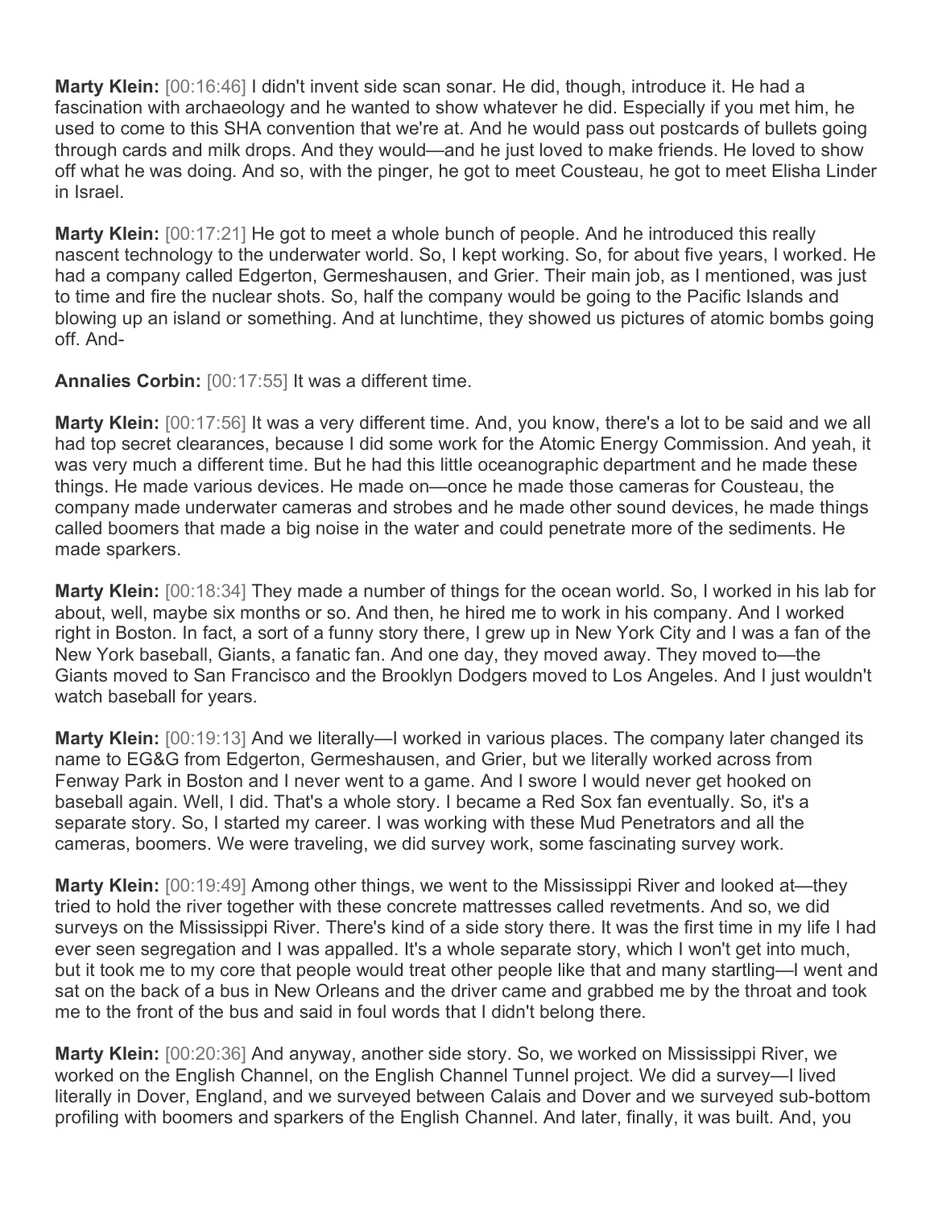**Marty Klein:** [00:16:46] I didn't invent side scan sonar. He did, though, introduce it. He had a fascination with archaeology and he wanted to show whatever he did. Especially if you met him, he used to come to this SHA convention that we're at. And he would pass out postcards of bullets going through cards and milk drops. And they would—and he just loved to make friends. He loved to show off what he was doing. And so, with the pinger, he got to meet Cousteau, he got to meet Elisha Linder in Israel.

**Marty Klein:** [00:17:21] He got to meet a whole bunch of people. And he introduced this really nascent technology to the underwater world. So, I kept working. So, for about five years, I worked. He had a company called Edgerton, Germeshausen, and Grier. Their main job, as I mentioned, was just to time and fire the nuclear shots. So, half the company would be going to the Pacific Islands and blowing up an island or something. And at lunchtime, they showed us pictures of atomic bombs going off. And-

**Annalies Corbin:** [00:17:55] It was a different time.

**Marty Klein:** [00:17:56] It was a very different time. And, you know, there's a lot to be said and we all had top secret clearances, because I did some work for the Atomic Energy Commission. And yeah, it was very much a different time. But he had this little oceanographic department and he made these things. He made various devices. He made on—once he made those cameras for Cousteau, the company made underwater cameras and strobes and he made other sound devices, he made things called boomers that made a big noise in the water and could penetrate more of the sediments. He made sparkers.

**Marty Klein:** [00:18:34] They made a number of things for the ocean world. So, I worked in his lab for about, well, maybe six months or so. And then, he hired me to work in his company. And I worked right in Boston. In fact, a sort of a funny story there, I grew up in New York City and I was a fan of the New York baseball, Giants, a fanatic fan. And one day, they moved away. They moved to—the Giants moved to San Francisco and the Brooklyn Dodgers moved to Los Angeles. And I just wouldn't watch baseball for years.

**Marty Klein:** [00:19:13] And we literally—I worked in various places. The company later changed its name to EG&G from Edgerton, Germeshausen, and Grier, but we literally worked across from Fenway Park in Boston and I never went to a game. And I swore I would never get hooked on baseball again. Well, I did. That's a whole story. I became a Red Sox fan eventually. So, it's a separate story. So, I started my career. I was working with these Mud Penetrators and all the cameras, boomers. We were traveling, we did survey work, some fascinating survey work.

**Marty Klein:** [00:19:49] Among other things, we went to the Mississippi River and looked at—they tried to hold the river together with these concrete mattresses called revetments. And so, we did surveys on the Mississippi River. There's kind of a side story there. It was the first time in my life I had ever seen segregation and I was appalled. It's a whole separate story, which I won't get into much, but it took me to my core that people would treat other people like that and many startling—I went and sat on the back of a bus in New Orleans and the driver came and grabbed me by the throat and took me to the front of the bus and said in foul words that I didn't belong there.

**Marty Klein:** [00:20:36] And anyway, another side story. So, we worked on Mississippi River, we worked on the English Channel, on the English Channel Tunnel project. We did a survey—I lived literally in Dover, England, and we surveyed between Calais and Dover and we surveyed sub-bottom profiling with boomers and sparkers of the English Channel. And later, finally, it was built. And, you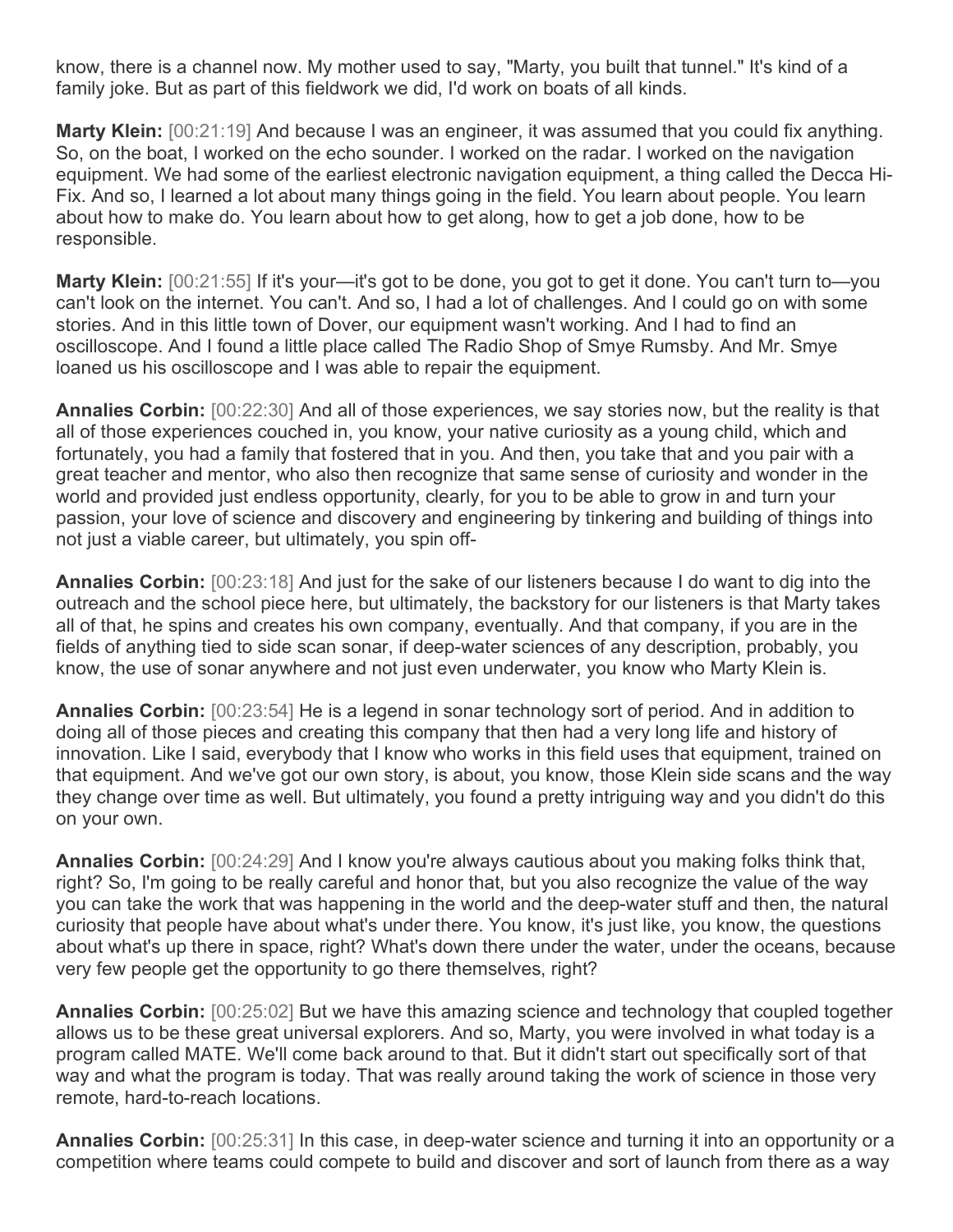know, there is a channel now. My mother used to say, "Marty, you built that tunnel." It's kind of a family joke. But as part of this fieldwork we did, I'd work on boats of all kinds.

**Marty Klein:** [00:21:19] And because I was an engineer, it was assumed that you could fix anything. So, on the boat, I worked on the echo sounder. I worked on the radar. I worked on the navigation equipment. We had some of the earliest electronic navigation equipment, a thing called the Decca Hi-Fix. And so, I learned a lot about many things going in the field. You learn about people. You learn about how to make do. You learn about how to get along, how to get a job done, how to be responsible.

**Marty Klein:** [00:21:55] If it's your—it's got to be done, you got to get it done. You can't turn to—you can't look on the internet. You can't. And so, I had a lot of challenges. And I could go on with some stories. And in this little town of Dover, our equipment wasn't working. And I had to find an oscilloscope. And I found a little place called The Radio Shop of Smye Rumsby. And Mr. Smye loaned us his oscilloscope and I was able to repair the equipment.

**Annalies Corbin:** [00:22:30] And all of those experiences, we say stories now, but the reality is that all of those experiences couched in, you know, your native curiosity as a young child, which and fortunately, you had a family that fostered that in you. And then, you take that and you pair with a great teacher and mentor, who also then recognize that same sense of curiosity and wonder in the world and provided just endless opportunity, clearly, for you to be able to grow in and turn your passion, your love of science and discovery and engineering by tinkering and building of things into not just a viable career, but ultimately, you spin off-

**Annalies Corbin:** [00:23:18] And just for the sake of our listeners because I do want to dig into the outreach and the school piece here, but ultimately, the backstory for our listeners is that Marty takes all of that, he spins and creates his own company, eventually. And that company, if you are in the fields of anything tied to side scan sonar, if deep-water sciences of any description, probably, you know, the use of sonar anywhere and not just even underwater, you know who Marty Klein is.

**Annalies Corbin:** [00:23:54] He is a legend in sonar technology sort of period. And in addition to doing all of those pieces and creating this company that then had a very long life and history of innovation. Like I said, everybody that I know who works in this field uses that equipment, trained on that equipment. And we've got our own story, is about, you know, those Klein side scans and the way they change over time as well. But ultimately, you found a pretty intriguing way and you didn't do this on your own.

**Annalies Corbin:** [00:24:29] And I know you're always cautious about you making folks think that, right? So, I'm going to be really careful and honor that, but you also recognize the value of the way you can take the work that was happening in the world and the deep-water stuff and then, the natural curiosity that people have about what's under there. You know, it's just like, you know, the questions about what's up there in space, right? What's down there under the water, under the oceans, because very few people get the opportunity to go there themselves, right?

**Annalies Corbin:** [00:25:02] But we have this amazing science and technology that coupled together allows us to be these great universal explorers. And so, Marty, you were involved in what today is a program called MATE. We'll come back around to that. But it didn't start out specifically sort of that way and what the program is today. That was really around taking the work of science in those very remote, hard-to-reach locations.

**Annalies Corbin:** [00:25:31] In this case, in deep-water science and turning it into an opportunity or a competition where teams could compete to build and discover and sort of launch from there as a way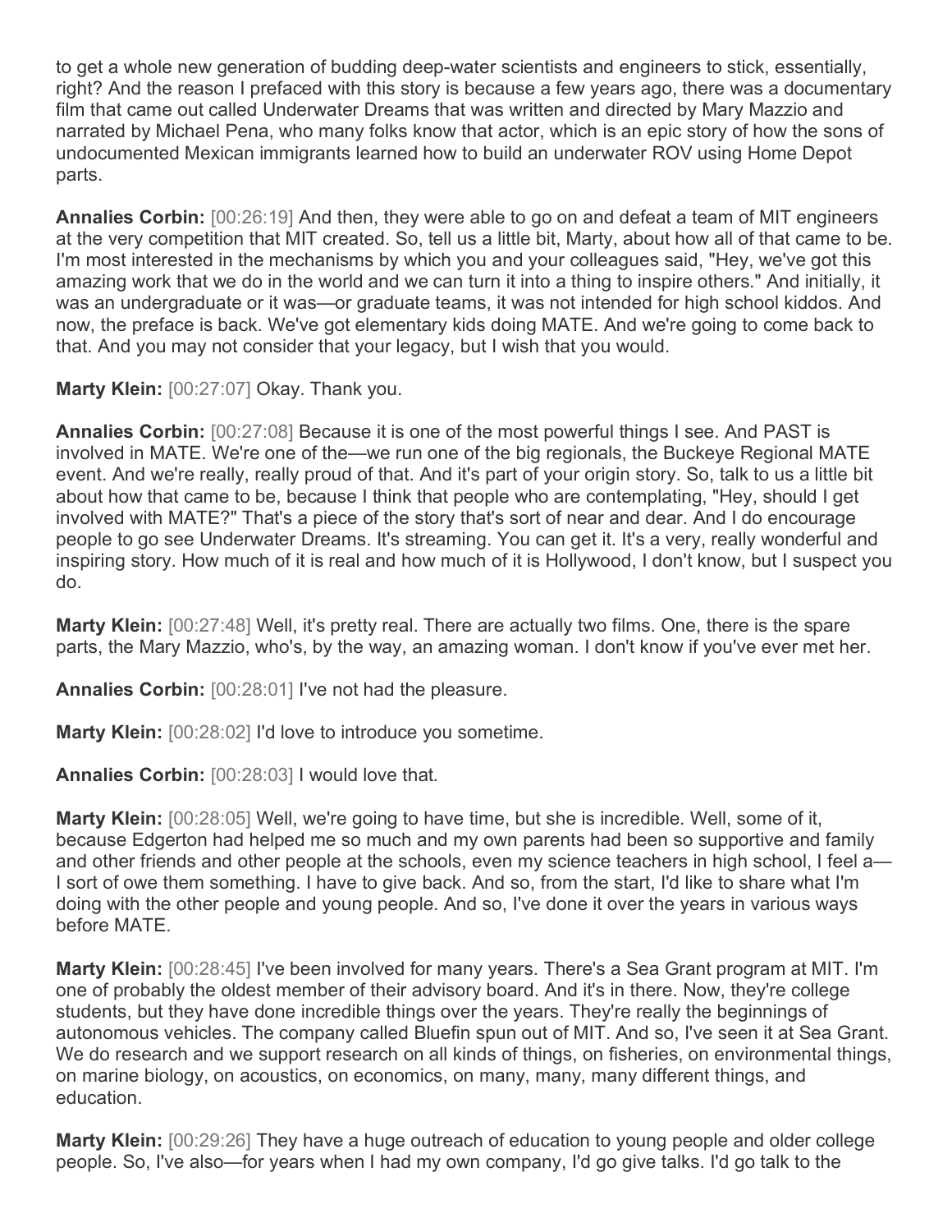to get a whole new generation of budding deep-water scientists and engineers to stick, essentially, right? And the reason I prefaced with this story is because a few years ago, there was a documentary film that came out called Underwater Dreams that was written and directed by Mary Mazzio and narrated by Michael Pena, who many folks know that actor, which is an epic story of how the sons of undocumented Mexican immigrants learned how to build an underwater ROV using Home Depot parts.

**Annalies Corbin:** [00:26:19] And then, they were able to go on and defeat a team of MIT engineers at the very competition that MIT created. So, tell us a little bit, Marty, about how all of that came to be. I'm most interested in the mechanisms by which you and your colleagues said, "Hey, we've got this amazing work that we do in the world and we can turn it into a thing to inspire others." And initially, it was an undergraduate or it was—or graduate teams, it was not intended for high school kiddos. And now, the preface is back. We've got elementary kids doing MATE. And we're going to come back to that. And you may not consider that your legacy, but I wish that you would.

**Marty Klein:** [00:27:07] Okay. Thank you.

**Annalies Corbin:** [00:27:08] Because it is one of the most powerful things I see. And PAST is involved in MATE. We're one of the—we run one of the big regionals, the Buckeye Regional MATE event. And we're really, really proud of that. And it's part of your origin story. So, talk to us a little bit about how that came to be, because I think that people who are contemplating, "Hey, should I get involved with MATE?" That's a piece of the story that's sort of near and dear. And I do encourage people to go see Underwater Dreams. It's streaming. You can get it. It's a very, really wonderful and inspiring story. How much of it is real and how much of it is Hollywood, I don't know, but I suspect you do.

**Marty Klein:** [00:27:48] Well, it's pretty real. There are actually two films. One, there is the spare parts, the Mary Mazzio, who's, by the way, an amazing woman. I don't know if you've ever met her.

**Annalies Corbin:** [00:28:01] I've not had the pleasure.

**Marty Klein:** [00:28:02] I'd love to introduce you sometime.

**Annalies Corbin:** [00:28:03] I would love that.

**Marty Klein:** [00:28:05] Well, we're going to have time, but she is incredible. Well, some of it, because Edgerton had helped me so much and my own parents had been so supportive and family and other friends and other people at the schools, even my science teachers in high school, I feel a—I sort of owe them something. I have to give back. And so, from the start, I'd like to share what I'm doing with the other people and young people. And so, I've done it over the years in various ways before MATE.

**Marty Klein:** [00:28:45] I've been involved for many years. There's a Sea Grant program at MIT. I'm one of probably the oldest member of their advisory board. And it's in there. Now, they're college students, but they have done incredible things over the years. They're really the beginnings of autonomous vehicles. The company called Bluefin spun out of MIT. And so, I've seen it at Sea Grant. We do research and we support research on all kinds of things, on fisheries, on environmental things, on marine biology, on acoustics, on economics, on many, many, many different things, and education.

**Marty Klein:** [00:29:26] They have a huge outreach of education to young people and older college people. So, I've also—for years when I had my own company, I'd go give talks. I'd go talk to the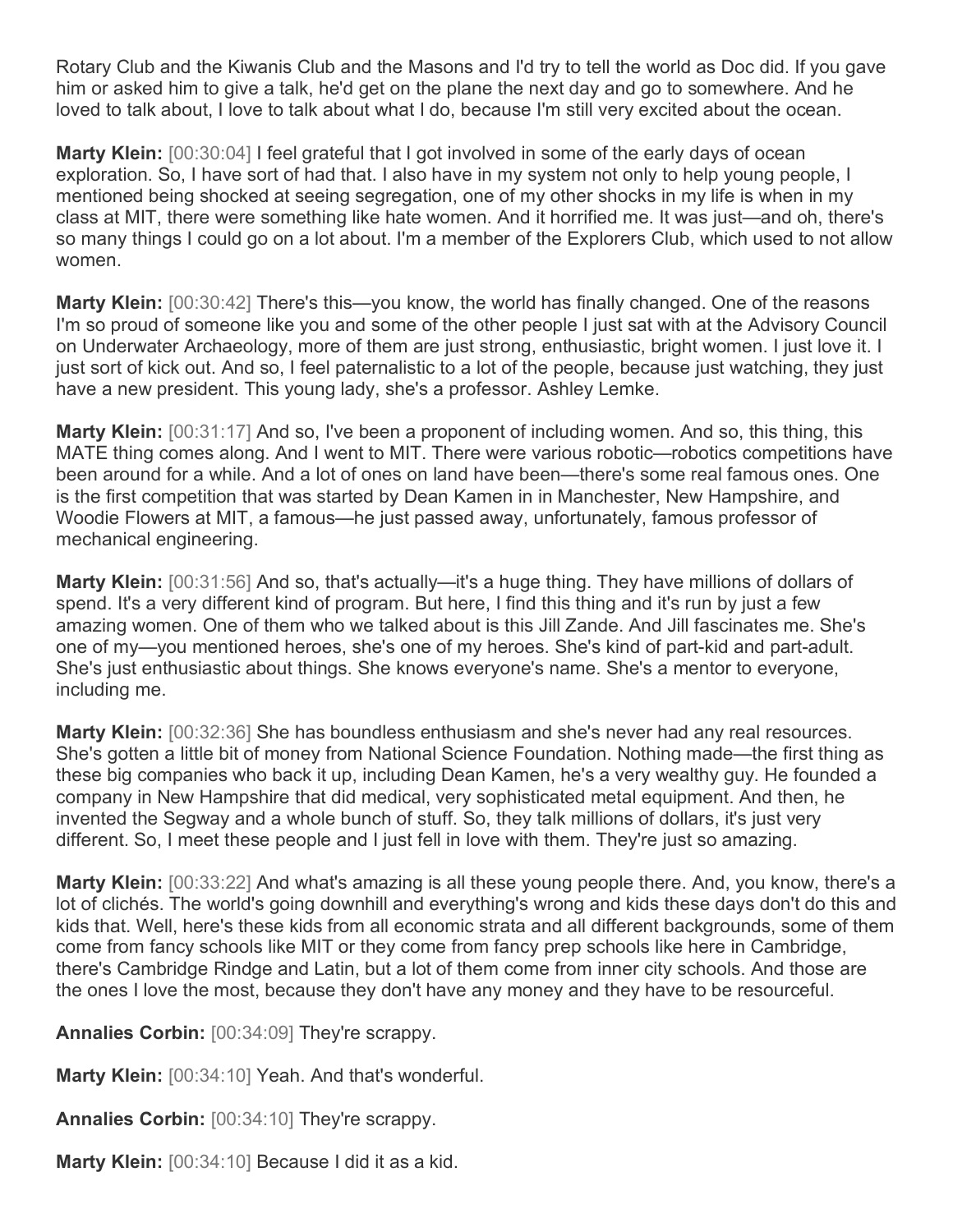Rotary Club and the Kiwanis Club and the Masons and I'd try to tell the world as Doc did. If you gave him or asked him to give a talk, he'd get on the plane the next day and go to somewhere. And he loved to talk about, I love to talk about what I do, because I'm still very excited about the ocean.

**Marty Klein:** [00:30:04] I feel grateful that I got involved in some of the early days of ocean exploration. So, I have sort of had that. I also have in my system not only to help young people, I mentioned being shocked at seeing segregation, one of my other shocks in my life is when in my class at MIT, there were something like hate women. And it horrified me. It was just—and oh, there's so many things I could go on a lot about. I'm a member of the Explorers Club, which used to not allow women.

**Marty Klein:** [00:30:42] There's this—you know, the world has finally changed. One of the reasons I'm so proud of someone like you and some of the other people I just sat with at the Advisory Council on Underwater Archaeology, more of them are just strong, enthusiastic, bright women. I just love it. I just sort of kick out. And so, I feel paternalistic to a lot of the people, because just watching, they just have a new president. This young lady, she's a professor. Ashley Lemke.

**Marty Klein:** [00:31:17] And so, I've been a proponent of including women. And so, this thing, this MATE thing comes along. And I went to MIT. There were various robotic—robotics competitions have been around for a while. And a lot of ones on land have been—there's some real famous ones. One is the first competition that was started by Dean Kamen in in Manchester, New Hampshire, and Woodie Flowers at MIT, a famous—he just passed away, unfortunately, famous professor of mechanical engineering.

**Marty Klein:** [00:31:56] And so, that's actually—it's a huge thing. They have millions of dollars of spend. It's a very different kind of program. But here, I find this thing and it's run by just a few amazing women. One of them who we talked about is this Jill Zande. And Jill fascinates me. She's one of my—you mentioned heroes, she's one of my heroes. She's kind of part-kid and part-adult. She's just enthusiastic about things. She knows everyone's name. She's a mentor to everyone, including me.

**Marty Klein:** [00:32:36] She has boundless enthusiasm and she's never had any real resources. She's gotten a little bit of money from National Science Foundation. Nothing made—the first thing as these big companies who back it up, including Dean Kamen, he's a very wealthy guy. He founded a company in New Hampshire that did medical, very sophisticated metal equipment. And then, he invented the Segway and a whole bunch of stuff. So, they talk millions of dollars, it's just very different. So, I meet these people and I just fell in love with them. They're just so amazing.

**Marty Klein:** [00:33:22] And what's amazing is all these young people there. And, you know, there's a lot of clichés. The world's going downhill and everything's wrong and kids these days don't do this and kids that. Well, here's these kids from all economic strata and all different backgrounds, some of them come from fancy schools like MIT or they come from fancy prep schools like here in Cambridge, there's Cambridge Rindge and Latin, but a lot of them come from inner city schools. And those are the ones I love the most, because they don't have any money and they have to be resourceful.

**Annalies Corbin:** [00:34:09] They're scrappy.

**Marty Klein:** [00:34:10] Yeah. And that's wonderful.

**Annalies Corbin:** [00:34:10] They're scrappy.

**Marty Klein:** [00:34:10] Because I did it as a kid.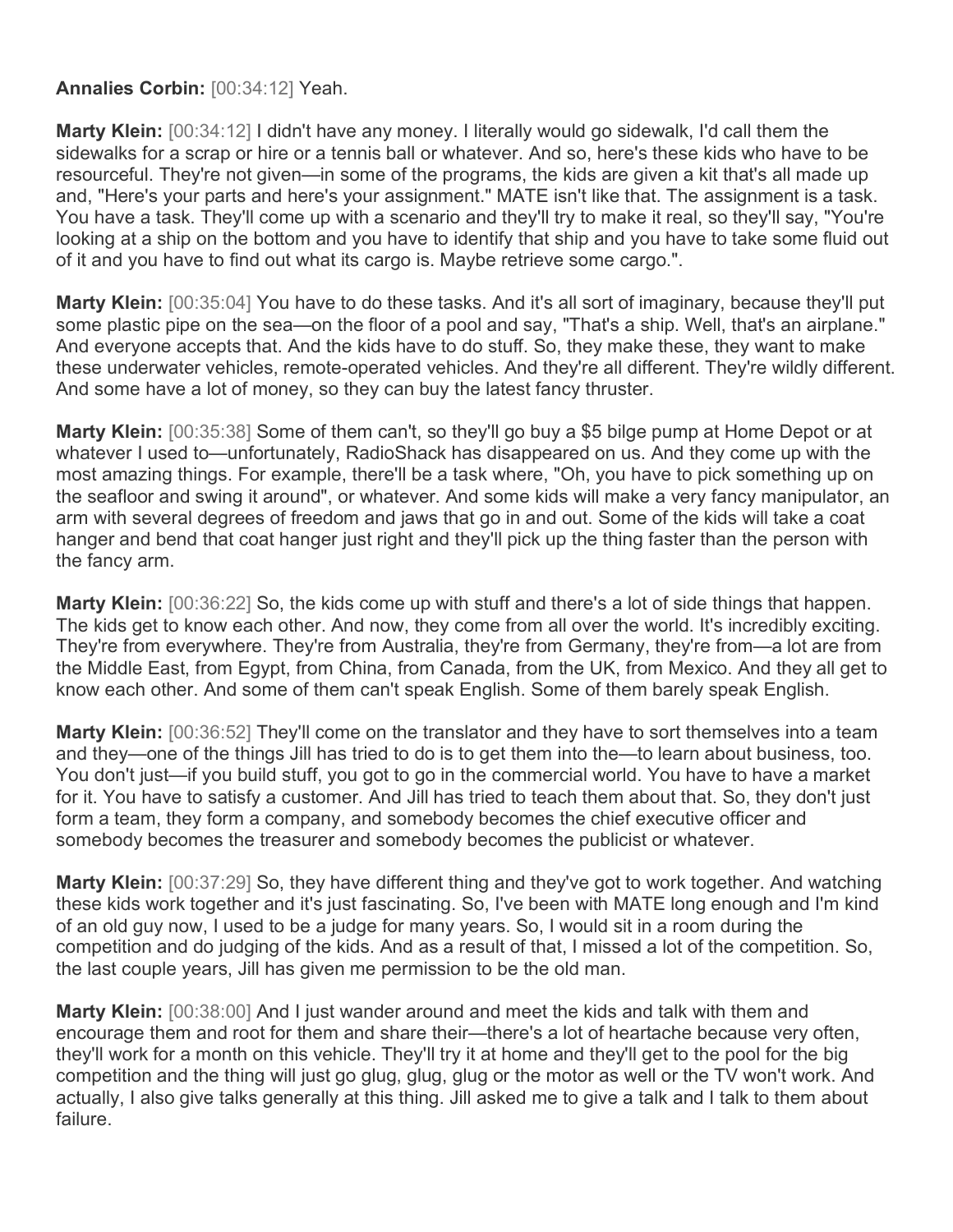**Annalies Corbin:** [00:34:12] Yeah.

**Marty Klein:** [00:34:12] I didn't have any money. I literally would go sidewalk, I'd call them the sidewalks for a scrap or hire or a tennis ball or whatever. And so, here's these kids who have to be resourceful. They're not given—in some of the programs, the kids are given a kit that's all made up and, "Here's your parts and here's your assignment." MATE isn't like that. The assignment is a task. You have a task. They'll come up with a scenario and they'll try to make it real, so they'll say, "You're looking at a ship on the bottom and you have to identify that ship and you have to take some fluid out of it and you have to find out what its cargo is. Maybe retrieve some cargo.".

**Marty Klein:** [00:35:04] You have to do these tasks. And it's all sort of imaginary, because they'll put some plastic pipe on the sea—on the floor of a pool and say, "That's a ship. Well, that's an airplane." And everyone accepts that. And the kids have to do stuff. So, they make these, they want to make these underwater vehicles, remote-operated vehicles. And they're all different. They're wildly different. And some have a lot of money, so they can buy the latest fancy thruster.

**Marty Klein:** [00:35:38] Some of them can't, so they'll go buy a $5 bilge pump at Home Depot or at whatever I used to—unfortunately, RadioShack has disappeared on us. And they come up with the most amazing things. For example, there'll be a task where, "Oh, you have to pick something up on the seafloor and swing it around", or whatever. And some kids will make a very fancy manipulator, an arm with several degrees of freedom and jaws that go in and out. Some of the kids will take a coat hanger and bend that coat hanger just right and they'll pick up the thing faster than the person with the fancy arm.

**Marty Klein:** [00:36:22] So, the kids come up with stuff and there's a lot of side things that happen. The kids get to know each other. And now, they come from all over the world. It's incredibly exciting. They're from everywhere. They're from Australia, they're from Germany, they're from—a lot are from the Middle East, from Egypt, from China, from Canada, from the UK, from Mexico. And they all get to know each other. And some of them can't speak English. Some of them barely speak English.

**Marty Klein:** [00:36:52] They'll come on the translator and they have to sort themselves into a team and they—one of the things Jill has tried to do is to get them into the—to learn about business, too. You don't just—if you build stuff, you got to go in the commercial world. You have to have a market for it. You have to satisfy a customer. And Jill has tried to teach them about that. So, they don't just form a team, they form a company, and somebody becomes the chief executive officer and somebody becomes the treasurer and somebody becomes the publicist or whatever.

**Marty Klein:** [00:37:29] So, they have different thing and they've got to work together. And watching these kids work together and it's just fascinating. So, I've been with MATE long enough and I'm kind of an old guy now, I used to be a judge for many years. So, I would sit in a room during the competition and do judging of the kids. And as a result of that, I missed a lot of the competition. So, the last couple years, Jill has given me permission to be the old man.

**Marty Klein:** [00:38:00] And I just wander around and meet the kids and talk with them and encourage them and root for them and share their—there's a lot of heartache because very often, they'll work for a month on this vehicle. They'll try it at home and they'll get to the pool for the big competition and the thing will just go glug, glug, glug or the motor as well or the TV won't work. And actually, I also give talks generally at this thing. Jill asked me to give a talk and I talk to them about failure.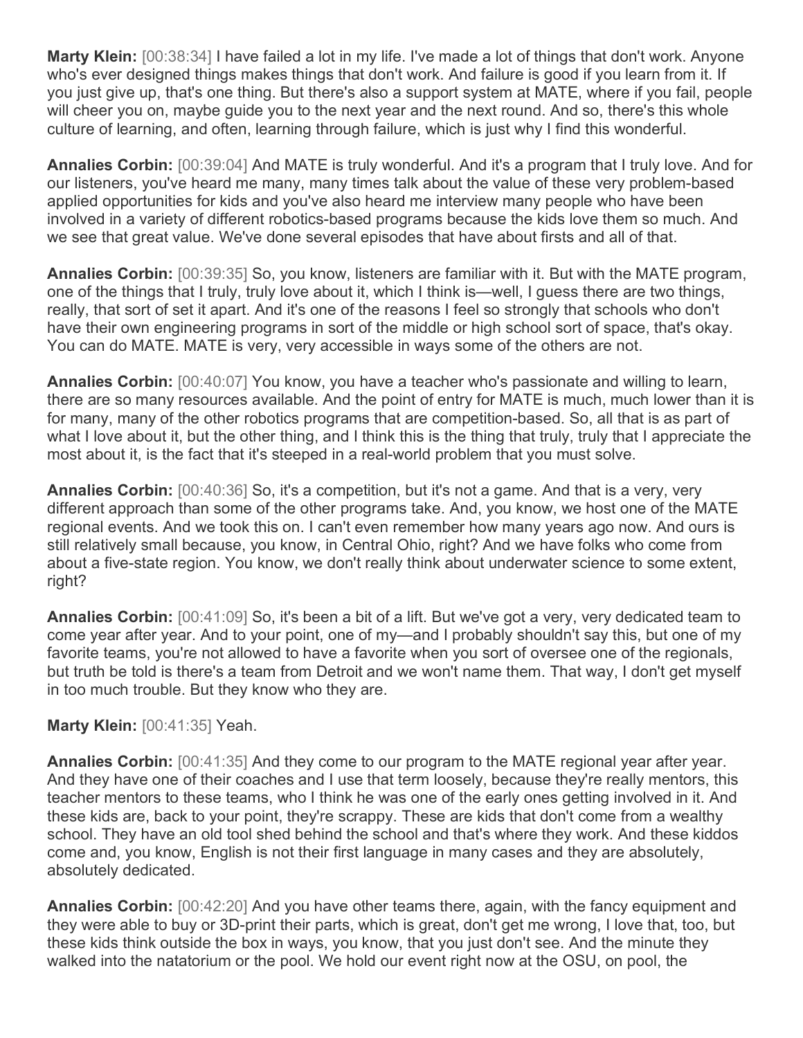**Marty Klein:** [00:38:34] I have failed a lot in my life. I've made a lot of things that don't work. Anyone who's ever designed things makes things that don't work. And failure is good if you learn from it. If you just give up, that's one thing. But there's also a support system at MATE, where if you fail, people will cheer you on, maybe guide you to the next year and the next round. And so, there's this whole culture of learning, and often, learning through failure, which is just why I find this wonderful.

**Annalies Corbin:** [00:39:04] And MATE is truly wonderful. And it's a program that I truly love. And for our listeners, you've heard me many, many times talk about the value of these very problem-based applied opportunities for kids and you've also heard me interview many people who have been involved in a variety of different robotics-based programs because the kids love them so much. And we see that great value. We've done several episodes that have about firsts and all of that.

**Annalies Corbin:** [00:39:35] So, you know, listeners are familiar with it. But with the MATE program, one of the things that I truly, truly love about it, which I think is—well, I guess there are two things, really, that sort of set it apart. And it's one of the reasons I feel so strongly that schools who don't have their own engineering programs in sort of the middle or high school sort of space, that's okay. You can do MATE. MATE is very, very accessible in ways some of the others are not.

**Annalies Corbin:** [00:40:07] You know, you have a teacher who's passionate and willing to learn, there are so many resources available. And the point of entry for MATE is much, much lower than it is for many, many of the other robotics programs that are competition-based. So, all that is as part of what I love about it, but the other thing, and I think this is the thing that truly, truly that I appreciate the most about it, is the fact that it's steeped in a real-world problem that you must solve.

**Annalies Corbin:** [00:40:36] So, it's a competition, but it's not a game. And that is a very, very different approach than some of the other programs take. And, you know, we host one of the MATE regional events. And we took this on. I can't even remember how many years ago now. And ours is still relatively small because, you know, in Central Ohio, right? And we have folks who come from about a five-state region. You know, we don't really think about underwater science to some extent, right?

**Annalies Corbin:** [00:41:09] So, it's been a bit of a lift. But we've got a very, very dedicated team to come year after year. And to your point, one of my—and I probably shouldn't say this, but one of my favorite teams, you're not allowed to have a favorite when you sort of oversee one of the regionals, but truth be told is there's a team from Detroit and we won't name them. That way, I don't get myself in too much trouble. But they know who they are.

**Marty Klein:** [00:41:35] Yeah.

**Annalies Corbin:** [00:41:35] And they come to our program to the MATE regional year after year. And they have one of their coaches and I use that term loosely, because they're really mentors, this teacher mentors to these teams, who I think he was one of the early ones getting involved in it. And these kids are, back to your point, they're scrappy. These are kids that don't come from a wealthy school. They have an old tool shed behind the school and that's where they work. And these kiddos come and, you know, English is not their first language in many cases and they are absolutely, absolutely dedicated.

**Annalies Corbin:** [00:42:20] And you have other teams there, again, with the fancy equipment and they were able to buy or 3D-print their parts, which is great, don't get me wrong, I love that, too, but these kids think outside the box in ways, you know, that you just don't see. And the minute they walked into the natatorium or the pool. We hold our event right now at the OSU, on pool, the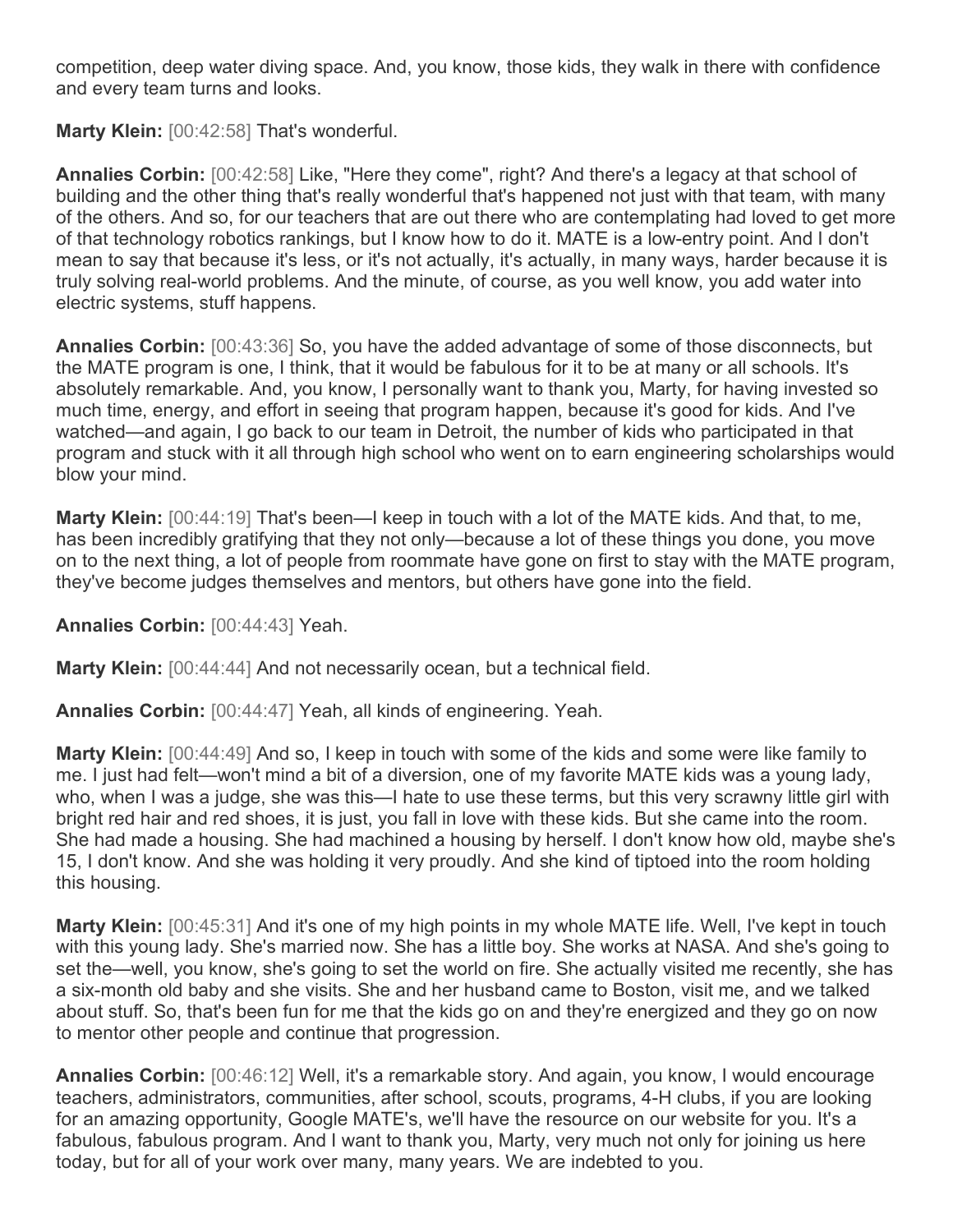competition, deep water diving space. And, you know, those kids, they walk in there with confidence and every team turns and looks.

**Marty Klein:** [00:42:58] That's wonderful.

**Annalies Corbin:** [00:42:58] Like, "Here they come", right? And there's a legacy at that school of building and the other thing that's really wonderful that's happened not just with that team, with many of the others. And so, for our teachers that are out there who are contemplating had loved to get more of that technology robotics rankings, but I know how to do it. MATE is a low-entry point. And I don't mean to say that because it's less, or it's not actually, it's actually, in many ways, harder because it is truly solving real-world problems. And the minute, of course, as you well know, you add water into electric systems, stuff happens.

**Annalies Corbin:** [00:43:36] So, you have the added advantage of some of those disconnects, but the MATE program is one, I think, that it would be fabulous for it to be at many or all schools. It's absolutely remarkable. And, you know, I personally want to thank you, Marty, for having invested so much time, energy, and effort in seeing that program happen, because it's good for kids. And I've watched—and again, I go back to our team in Detroit, the number of kids who participated in that program and stuck with it all through high school who went on to earn engineering scholarships would blow your mind.

**Marty Klein:** [00:44:19] That's been—I keep in touch with a lot of the MATE kids. And that, to me, has been incredibly gratifying that they not only—because a lot of these things you done, you move on to the next thing, a lot of people from roommate have gone on first to stay with the MATE program, they've become judges themselves and mentors, but others have gone into the field.

**Annalies Corbin:** [00:44:43] Yeah.

**Marty Klein:** [00:44:44] And not necessarily ocean, but a technical field.

**Annalies Corbin:** [00:44:47] Yeah, all kinds of engineering. Yeah.

**Marty Klein:** [00:44:49] And so, I keep in touch with some of the kids and some were like family to me. I just had felt—won't mind a bit of a diversion, one of my favorite MATE kids was a young lady, who, when I was a judge, she was this—I hate to use these terms, but this very scrawny little girl with bright red hair and red shoes, it is just, you fall in love with these kids. But she came into the room. She had made a housing. She had machined a housing by herself. I don't know how old, maybe she's 15, I don't know. And she was holding it very proudly. And she kind of tiptoed into the room holding this housing.

**Marty Klein:** [00:45:31] And it's one of my high points in my whole MATE life. Well, I've kept in touch with this young lady. She's married now. She has a little boy. She works at NASA. And she's going to set the—well, you know, she's going to set the world on fire. She actually visited me recently, she has a six-month old baby and she visits. She and her husband came to Boston, visit me, and we talked about stuff. So, that's been fun for me that the kids go on and they're energized and they go on now to mentor other people and continue that progression.

**Annalies Corbin:** [00:46:12] Well, it's a remarkable story. And again, you know, I would encourage teachers, administrators, communities, after school, scouts, programs, 4-H clubs, if you are looking for an amazing opportunity, Google MATE's, we'll have the resource on our website for you. It's a fabulous, fabulous program. And I want to thank you, Marty, very much not only for joining us here today, but for all of your work over many, many years. We are indebted to you.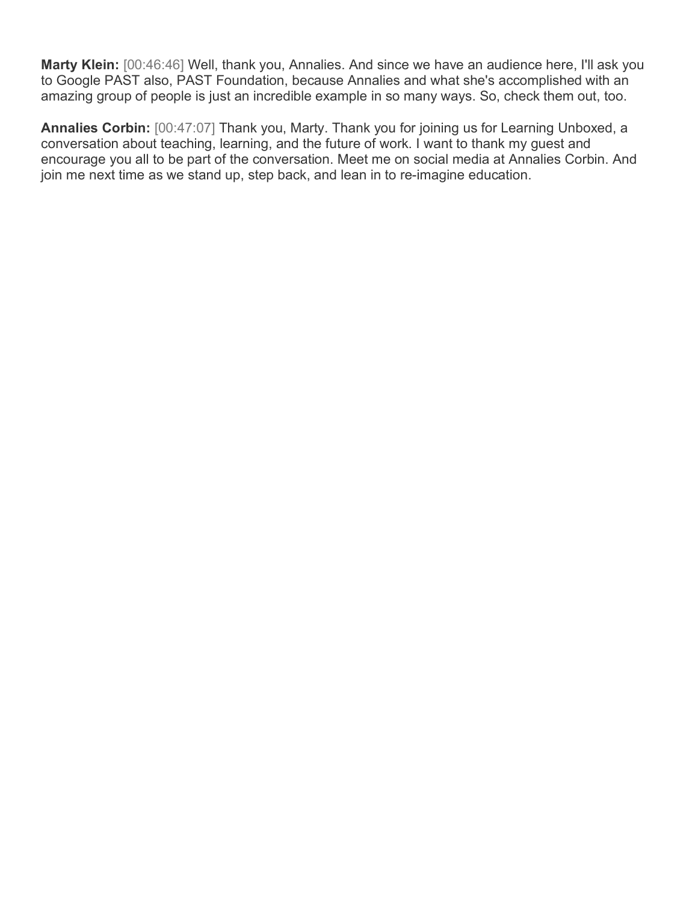**Marty Klein:** [00:46:46] Well, thank you, Annalies. And since we have an audience here, I'll ask you to Google PAST also, PAST Foundation, because Annalies and what she's accomplished with an amazing group of people is just an incredible example in so many ways. So, check them out, too.

**Annalies Corbin:** [00:47:07] Thank you, Marty. Thank you for joining us for Learning Unboxed, a conversation about teaching, learning, and the future of work. I want to thank my guest and encourage you all to be part of the conversation. Meet me on social media at Annalies Corbin. And join me next time as we stand up, step back, and lean in to re-imagine education.